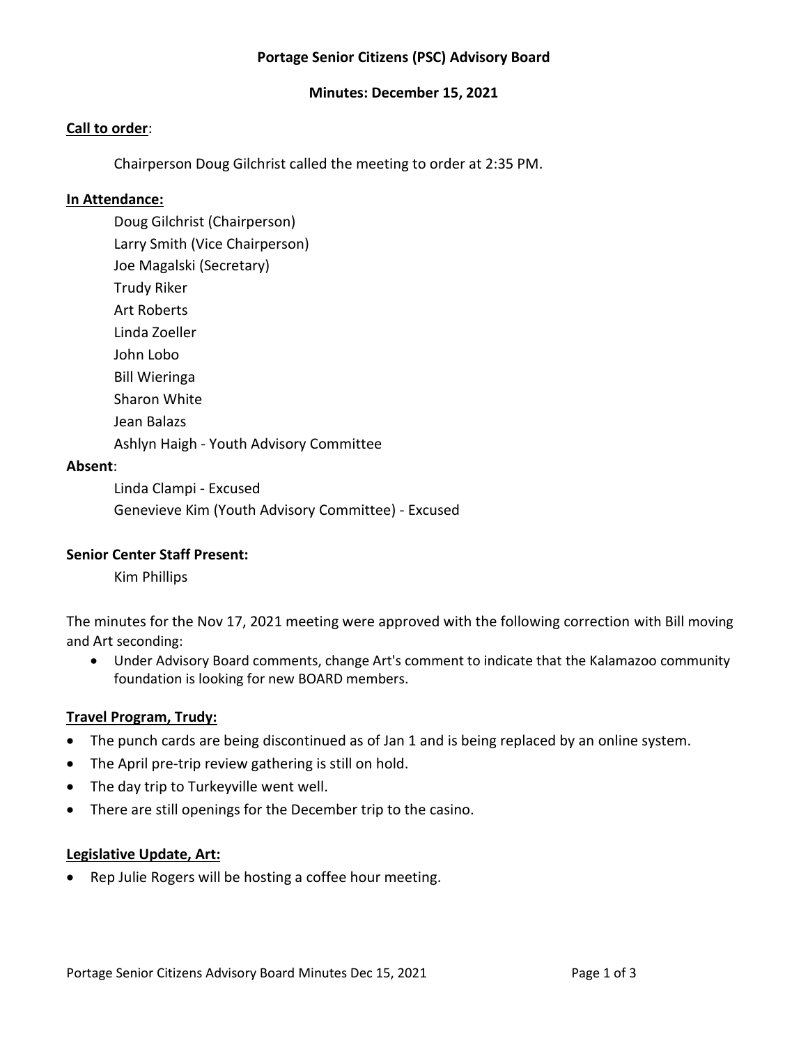**Portage Senior Citizens (PSC) Advisory Board**

**Minutes: December 15, 2021**

**Call to order**:

Chairperson Doug Gilchrist called the meeting to order at 2:35 PM.

**In Attendance:**

Doug Gilchrist (Chairperson)
Larry Smith (Vice Chairperson)
Joe Magalski (Secretary)
Trudy Riker
Art Roberts
Linda Zoeller
John Lobo
Bill Wieringa
Sharon White
Jean Balazs
Ashlyn Haigh - Youth Advisory Committee

**Absent**:

Linda Clampi - Excused
Genevieve Kim (Youth Advisory Committee) - Excused

**Senior Center Staff Present:**

Kim Phillips

The minutes for the Nov 17, 2021 meeting were approved with the following correction with Bill moving and Art seconding:

- Under Advisory Board comments, change Art's comment to indicate that the Kalamazoo community foundation is looking for new BOARD members.

**Travel Program, Trudy:**

- The punch cards are being discontinued as of Jan 1 and is being replaced by an online system.
- The April pre-trip review gathering is still on hold.
- The day trip to Turkeyville went well.
- There are still openings for the December trip to the casino.

**Legislative Update, Art:**

- Rep Julie Rogers will be hosting a coffee hour meeting.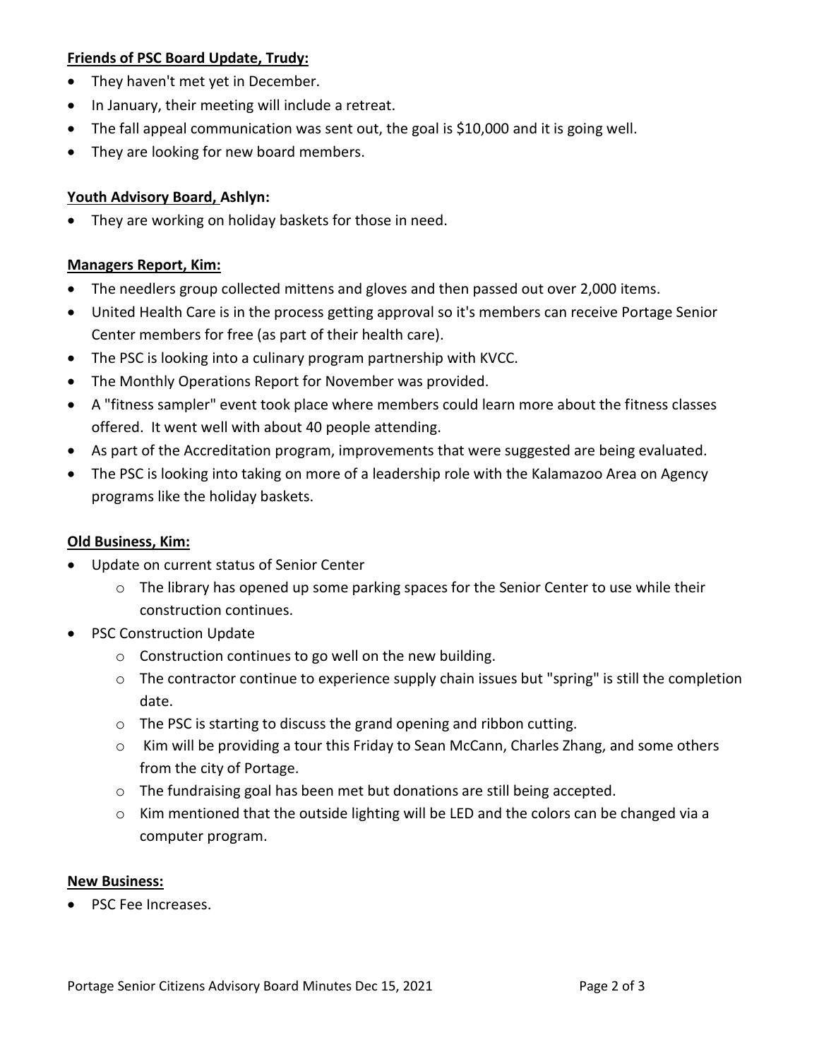**Friends of PSC Board Update, Trudy:**

- They haven't met yet in December.
- In January, their meeting will include a retreat.
- The fall appeal communication was sent out, the goal is $10,000 and it is going well.
- They are looking for new board members.

**Youth Advisory Board, Ashlyn:**

- They are working on holiday baskets for those in need.

**Managers Report, Kim:**

- The needlers group collected mittens and gloves and then passed out over 2,000 items.
- United Health Care is in the process getting approval so it's members can receive Portage Senior Center members for free (as part of their health care).
- The PSC is looking into a culinary program partnership with KVCC.
- The Monthly Operations Report for November was provided.
- A "fitness sampler" event took place where members could learn more about the fitness classes offered. It went well with about 40 people attending.
- As part of the Accreditation program, improvements that were suggested are being evaluated.
- The PSC is looking into taking on more of a leadership role with the Kalamazoo Area on Agency programs like the holiday baskets.

**Old Business, Kim:**

- Update on current status of Senior Center
  - The library has opened up some parking spaces for the Senior Center to use while their construction continues.
- PSC Construction Update
  - Construction continues to go well on the new building.
  - The contractor continue to experience supply chain issues but "spring" is still the completion date.
  - The PSC is starting to discuss the grand opening and ribbon cutting.
  - Kim will be providing a tour this Friday to Sean McCann, Charles Zhang, and some others from the city of Portage.
  - The fundraising goal has been met but donations are still being accepted.
  - Kim mentioned that the outside lighting will be LED and the colors can be changed via a computer program.

**New Business:**

- PSC Fee Increases.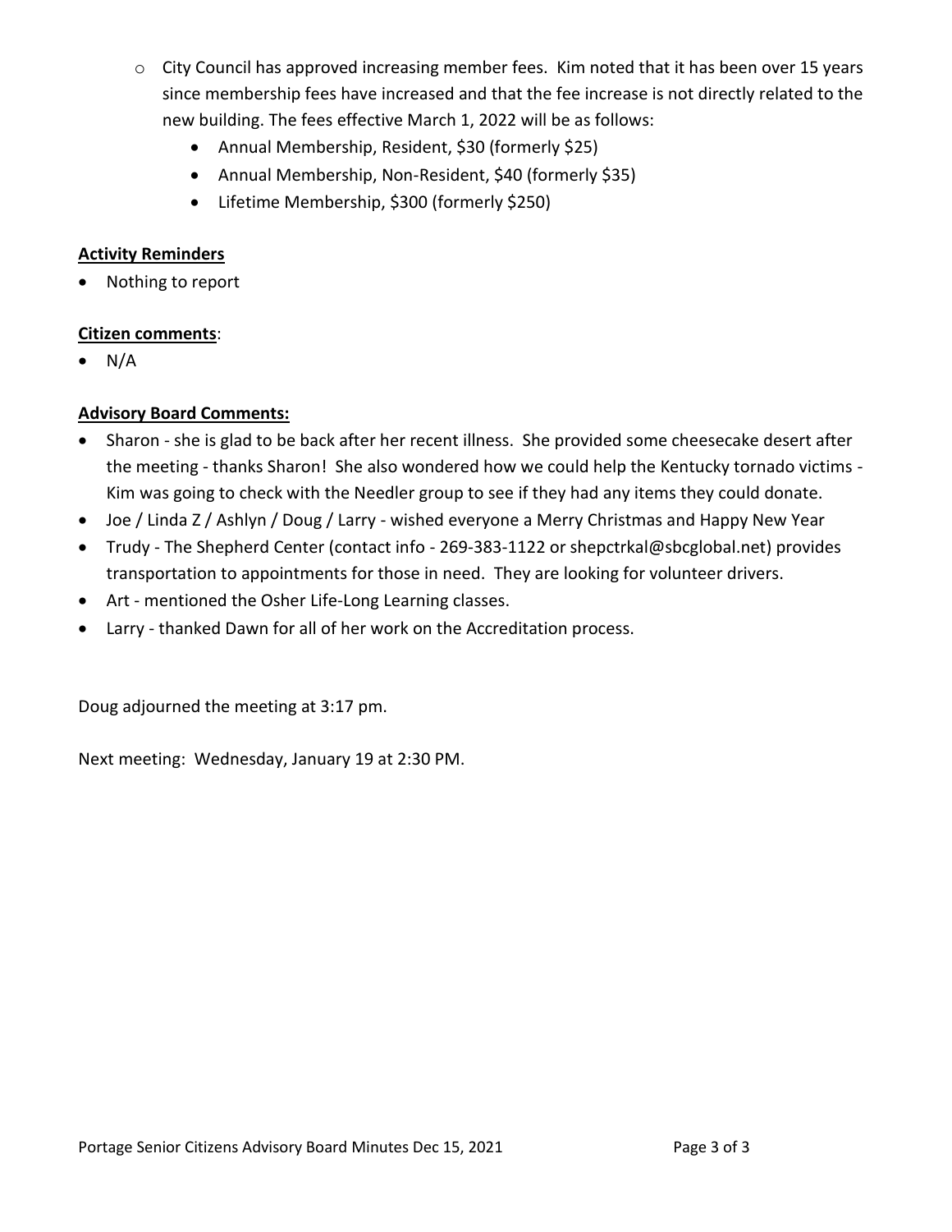- City Council has approved increasing member fees. Kim noted that it has been over 15 years since membership fees have increased and that the fee increase is not directly related to the new building. The fees effective March 1, 2022 will be as follows:
  - Annual Membership, Resident, $30 (formerly $25)
  - Annual Membership, Non-Resident, $40 (formerly $35)
  - Lifetime Membership, $300 (formerly $250)

**Activity Reminders**

- Nothing to report

**Citizen comments**:

- N/A

**Advisory Board Comments:**

- Sharon - she is glad to be back after her recent illness. She provided some cheesecake desert after the meeting - thanks Sharon! She also wondered how we could help the Kentucky tornado victims - Kim was going to check with the Needler group to see if they had any items they could donate.
- Joe / Linda Z / Ashlyn / Doug / Larry - wished everyone a Merry Christmas and Happy New Year
- Trudy - The Shepherd Center (contact info - 269-383-1122 or shepctrkal@sbcglobal.net) provides transportation to appointments for those in need. They are looking for volunteer drivers.
- Art - mentioned the Osher Life-Long Learning classes.
- Larry - thanked Dawn for all of her work on the Accreditation process.

Doug adjourned the meeting at 3:17 pm.

Next meeting: Wednesday, January 19 at 2:30 PM.